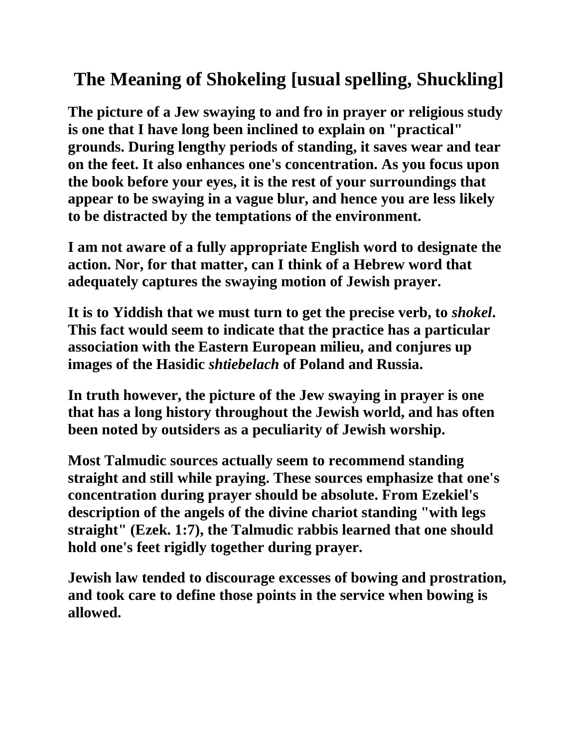# The Meaning of Shokeling [usual spelling, Shuckling]

**The picture of a Jew swaying to and fro in prayer or religious study is one that I have long been inclined to explain on "practical" grounds. During lengthy periods of standing, it saves wear and tear on the feet. It also enhances one's concentration. As you focus upon the book before your eyes, it is the rest of your surroundings that appear to be swaying in a vague blur, and hence you are less likely to be distracted by the temptations of the environment.**

**I am not aware of a fully appropriate English word to designate the action. Nor, for that matter, can I think of a Hebrew word that adequately captures the swaying motion of Jewish prayer.**

**It is to Yiddish that we must turn to get the precise verb, to *shokel*. This fact would seem to indicate that the practice has a particular association with the Eastern European milieu, and conjures up images of the Hasidic *shtiebelach* of Poland and Russia.**

**In truth however, the picture of the Jew swaying in prayer is one that has a long history throughout the Jewish world, and has often been noted by outsiders as a peculiarity of Jewish worship.**

**Most Talmudic sources actually seem to recommend standing straight and still while praying. These sources emphasize that one's concentration during prayer should be absolute. From Ezekiel's description of the angels of the divine chariot standing "with legs straight" (Ezek. 1:7), the Talmudic rabbis learned that one should hold one's feet rigidly together during prayer.**

**Jewish law tended to discourage excesses of bowing and prostration, and took care to define those points in the service when bowing is allowed.**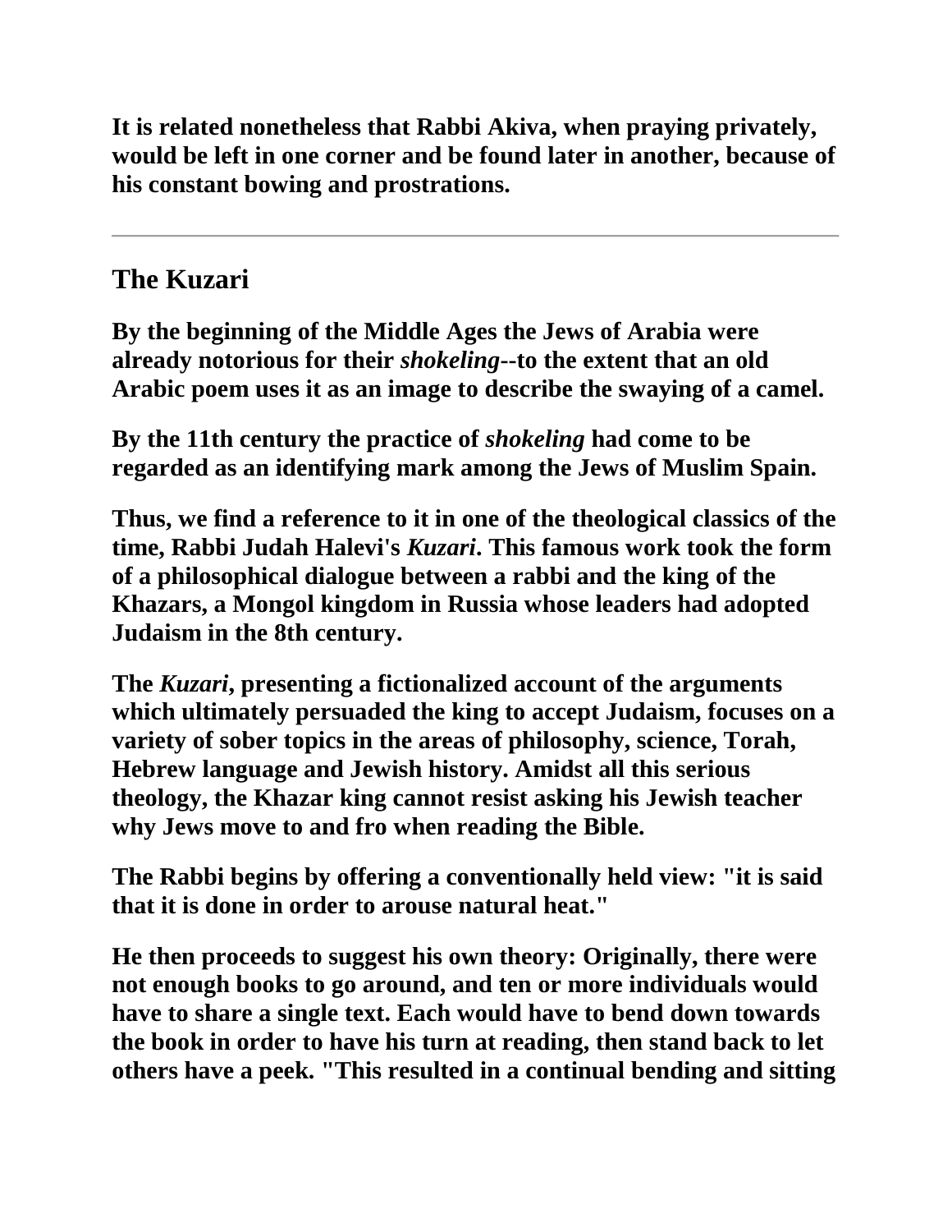**It is related nonetheless that Rabbi Akiva, when praying privately, would be left in one corner and be found later in another, because of his constant bowing and prostrations.**

---

## The Kuzari

**By the beginning of the Middle Ages the Jews of Arabia were already notorious for their *shokeling*--to the extent that an old Arabic poem uses it as an image to describe the swaying of a camel.**

**By the 11th century the practice of *shokeling* had come to be regarded as an identifying mark among the Jews of Muslim Spain.**

**Thus, we find a reference to it in one of the theological classics of the time, Rabbi Judah Halevi's *Kuzari*. This famous work took the form of a philosophical dialogue between a rabbi and the king of the Khazars, a Mongol kingdom in Russia whose leaders had adopted Judaism in the 8th century.**

**The *Kuzari*, presenting a fictionalized account of the arguments which ultimately persuaded the king to accept Judaism, focuses on a variety of sober topics in the areas of philosophy, science, Torah, Hebrew language and Jewish history. Amidst all this serious theology, the Khazar king cannot resist asking his Jewish teacher why Jews move to and fro when reading the Bible.**

**The Rabbi begins by offering a conventionally held view: "it is said that it is done in order to arouse natural heat."**

**He then proceeds to suggest his own theory: Originally, there were not enough books to go around, and ten or more individuals would have to share a single text. Each would have to bend down towards the book in order to have his turn at reading, then stand back to let others have a peek. "This resulted in a continual bending and sitting**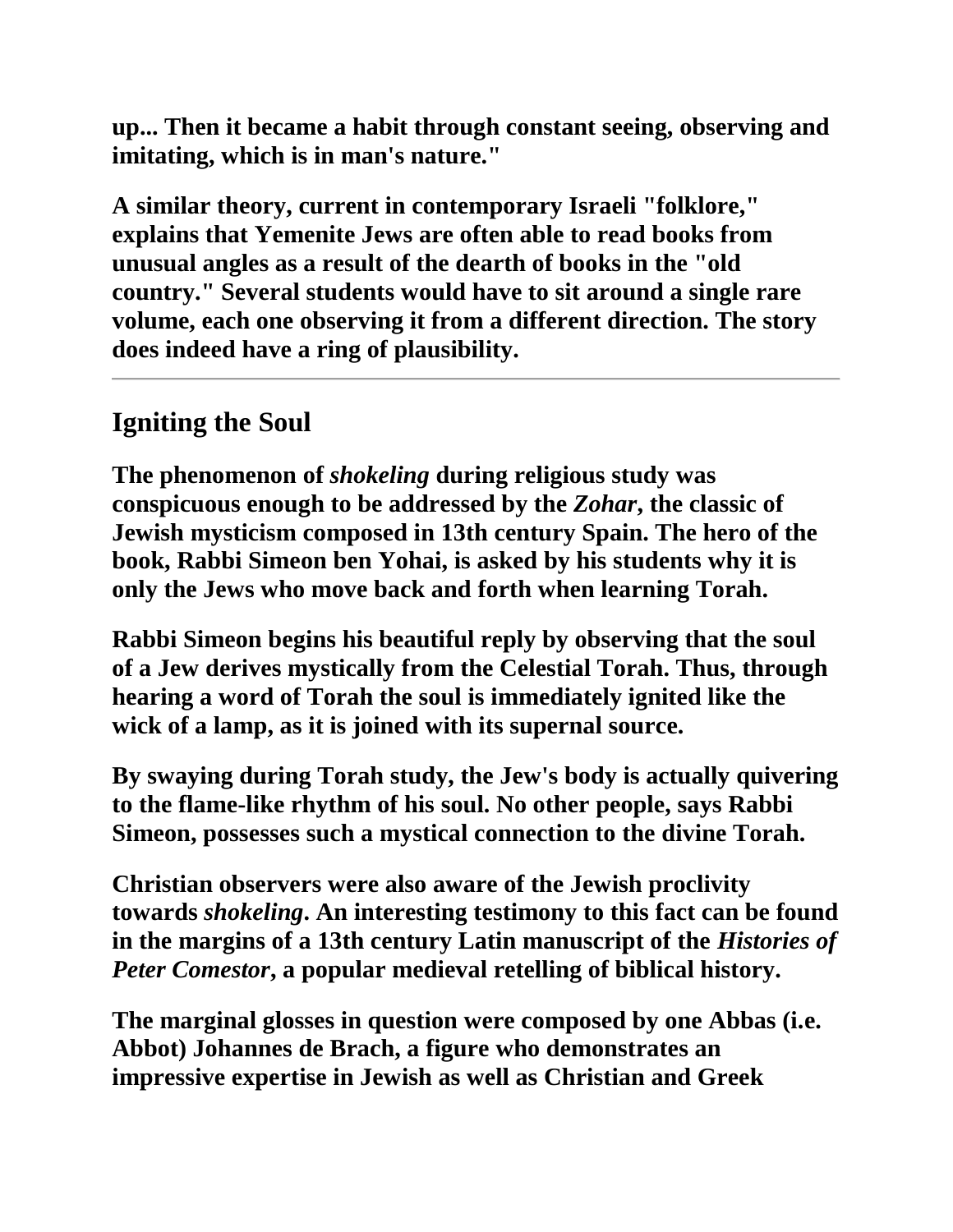up... Then it became a habit through constant seeing, observing and imitating, which is in man's nature."

A similar theory, current in contemporary Israeli "folklore," explains that Yemenite Jews are often able to read books from unusual angles as a result of the dearth of books in the "old country." Several students would have to sit around a single rare volume, each one observing it from a different direction. The story does indeed have a ring of plausibility.

---

## Igniting the Soul

The phenomenon of *shokeling* during religious study was conspicuous enough to be addressed by the *Zohar*, the classic of Jewish mysticism composed in 13th century Spain. The hero of the book, Rabbi Simeon ben Yohai, is asked by his students why it is only the Jews who move back and forth when learning Torah.

Rabbi Simeon begins his beautiful reply by observing that the soul of a Jew derives mystically from the Celestial Torah. Thus, through hearing a word of Torah the soul is immediately ignited like the wick of a lamp, as it is joined with its supernal source.

By swaying during Torah study, the Jew's body is actually quivering to the flame-like rhythm of his soul. No other people, says Rabbi Simeon, possesses such a mystical connection to the divine Torah.

Christian observers were also aware of the Jewish proclivity towards *shokeling*. An interesting testimony to this fact can be found in the margins of a 13th century Latin manuscript of the *Histories of Peter Comestor*, a popular medieval retelling of biblical history.

The marginal glosses in question were composed by one Abbas (i.e. Abbot) Johannes de Brach, a figure who demonstrates an impressive expertise in Jewish as well as Christian and Greek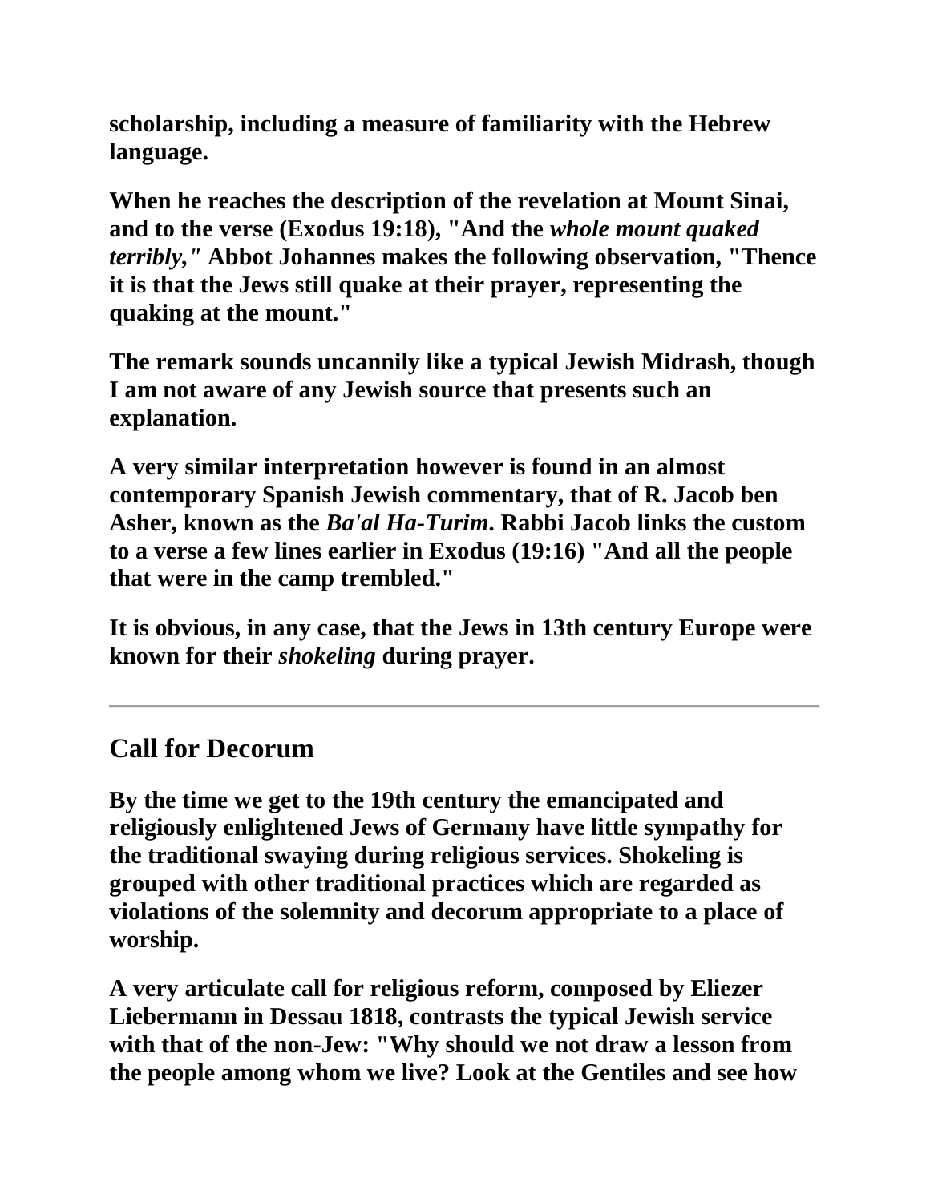**scholarship, including a measure of familiarity with the Hebrew language.**

**When he reaches the description of the revelation at Mount Sinai, and to the verse (Exodus 19:18), "And the *whole mount quaked terribly,"* Abbot Johannes makes the following observation, "Thence it is that the Jews still quake at their prayer, representing the quaking at the mount."**

**The remark sounds uncannily like a typical Jewish Midrash, though I am not aware of any Jewish source that presents such an explanation.**

**A very similar interpretation however is found in an almost contemporary Spanish Jewish commentary, that of R. Jacob ben Asher, known as the *Ba'al Ha-Turim*. Rabbi Jacob links the custom to a verse a few lines earlier in Exodus (19:16) "And all the people that were in the camp trembled."**

**It is obvious, in any case, that the Jews in 13th century Europe were known for their *shokeling* during prayer.**

---

## Call for Decorum

**By the time we get to the 19th century the emancipated and religiously enlightened Jews of Germany have little sympathy for the traditional swaying during religious services. Shokeling is grouped with other traditional practices which are regarded as violations of the solemnity and decorum appropriate to a place of worship.**

**A very articulate call for religious reform, composed by Eliezer Liebermann in Dessau 1818, contrasts the typical Jewish service with that of the non-Jew: "Why should we not draw a lesson from the people among whom we live? Look at the Gentiles and see how**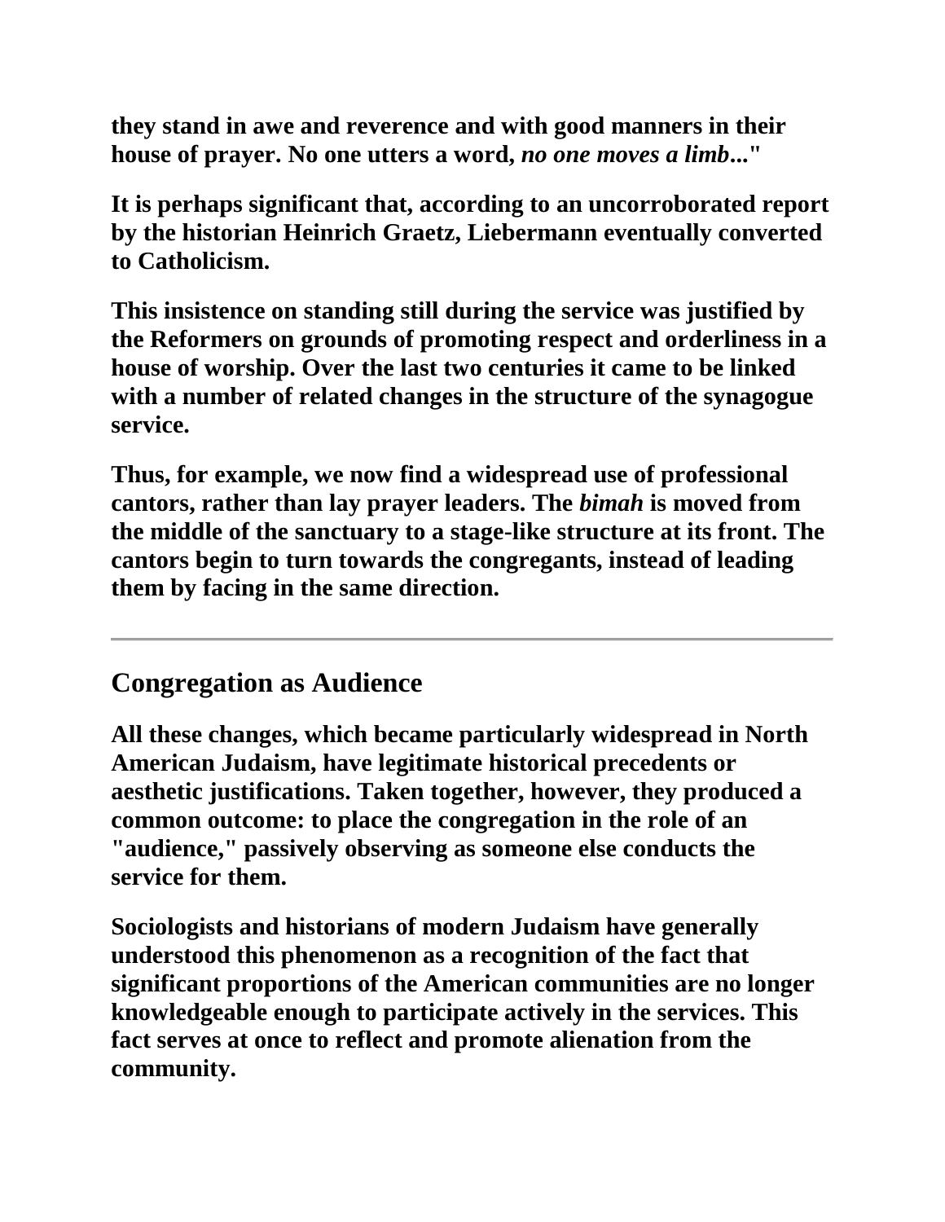**they stand in awe and reverence and with good manners in their house of prayer. No one utters a word, *no one moves a limb*..."**

**It is perhaps significant that, according to an uncorroborated report by the historian Heinrich Graetz, Liebermann eventually converted to Catholicism.**

**This insistence on standing still during the service was justified by the Reformers on grounds of promoting respect and orderliness in a house of worship. Over the last two centuries it came to be linked with a number of related changes in the structure of the synagogue service.**

**Thus, for example, we now find a widespread use of professional cantors, rather than lay prayer leaders. The *bimah* is moved from the middle of the sanctuary to a stage-like structure at its front. The cantors begin to turn towards the congregants, instead of leading them by facing in the same direction.**

---

## Congregation as Audience

**All these changes, which became particularly widespread in North American Judaism, have legitimate historical precedents or aesthetic justifications. Taken together, however, they produced a common outcome: to place the congregation in the role of an "audience," passively observing as someone else conducts the service for them.**

**Sociologists and historians of modern Judaism have generally understood this phenomenon as a recognition of the fact that significant proportions of the American communities are no longer knowledgeable enough to participate actively in the services. This fact serves at once to reflect and promote alienation from the community.**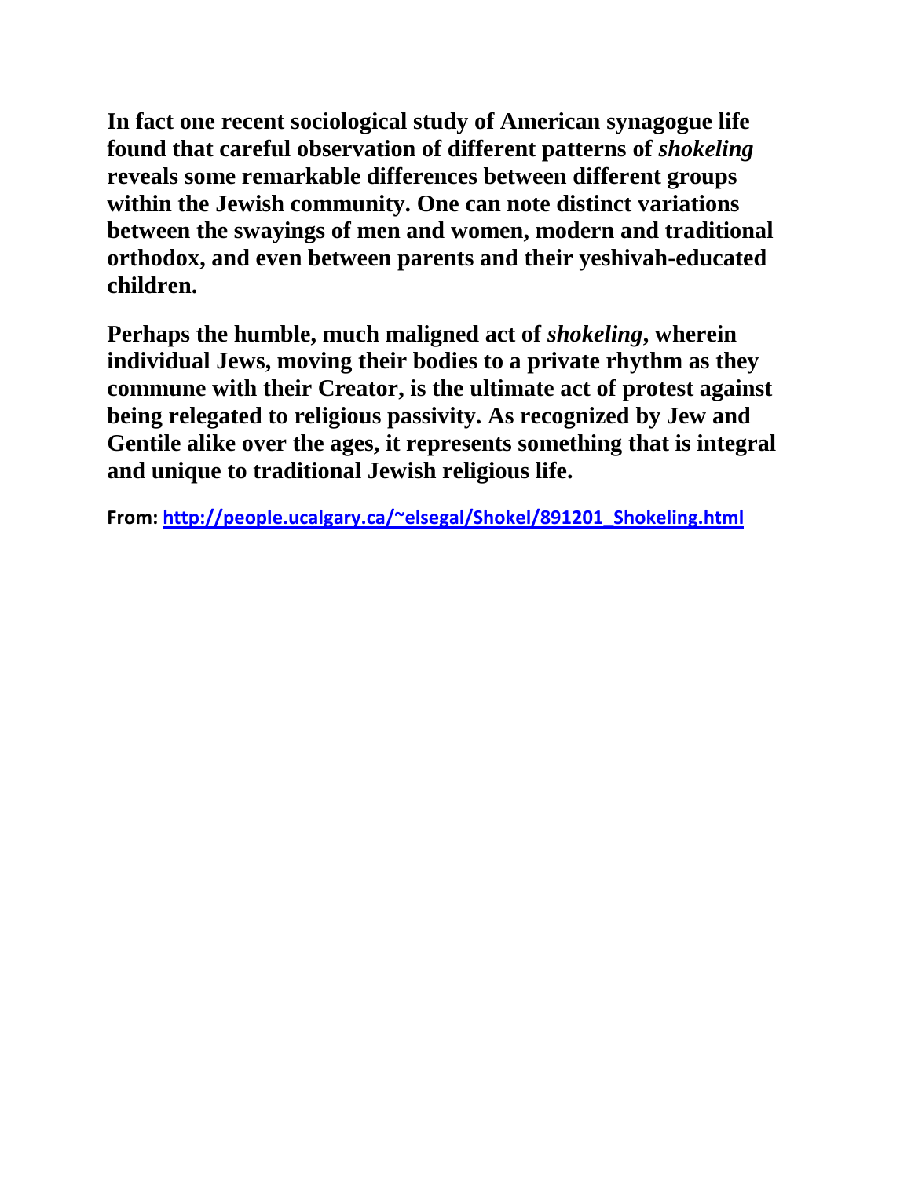**In fact one recent sociological study of American synagogue life found that careful observation of different patterns of *shokeling* reveals some remarkable differences between different groups within the Jewish community. One can note distinct variations between the swayings of men and women, modern and traditional orthodox, and even between parents and their yeshivah-educated children.**

**Perhaps the humble, much maligned act of *shokeling*, wherein individual Jews, moving their bodies to a private rhythm as they commune with their Creator, is the ultimate act of protest against being relegated to religious passivity. As recognized by Jew and Gentile alike over the ages, it represents something that is integral and unique to traditional Jewish religious life.**

**From: [http://people.ucalgary.ca/~elsegal/Shokel/891201_Shokeling.html](http://people.ucalgary.ca/~elsegal/Shokel/891201_Shokeling.html)**